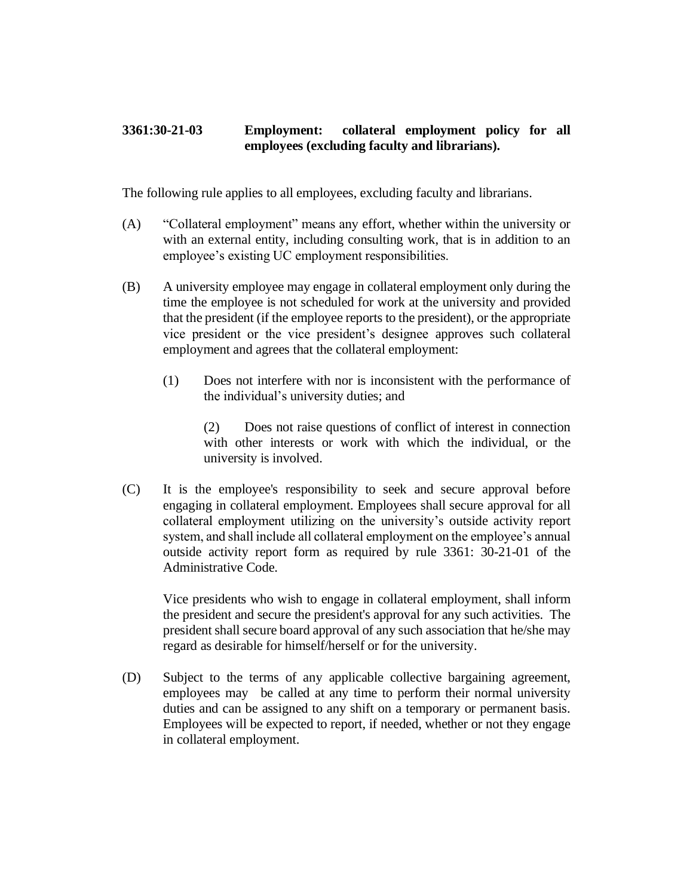**3361:30-21-03 Employment: collateral employment policy for all employees (excluding faculty and librarians).**

The following rule applies to all employees, excluding faculty and librarians.

(A) "Collateral employment" means any effort, whether within the university or with an external entity, including consulting work, that is in addition to an employee's existing UC employment responsibilities.

(B) A university employee may engage in collateral employment only during the time the employee is not scheduled for work at the university and provided that the president (if the employee reports to the president), or the appropriate vice president or the vice president's designee approves such collateral employment and agrees that the collateral employment:

(1) Does not interfere with nor is inconsistent with the performance of the individual's university duties; and

(2) Does not raise questions of conflict of interest in connection with other interests or work with which the individual, or the university is involved.

(C) It is the employee's responsibility to seek and secure approval before engaging in collateral employment. Employees shall secure approval for all collateral employment utilizing on the university's outside activity report system, and shall include all collateral employment on the employee's annual outside activity report form as required by rule 3361: 30-21-01 of the Administrative Code.

Vice presidents who wish to engage in collateral employment, shall inform the president and secure the president's approval for any such activities. The president shall secure board approval of any such association that he/she may regard as desirable for himself/herself or for the university.

(D) Subject to the terms of any applicable collective bargaining agreement, employees may be called at any time to perform their normal university duties and can be assigned to any shift on a temporary or permanent basis. Employees will be expected to report, if needed, whether or not they engage in collateral employment.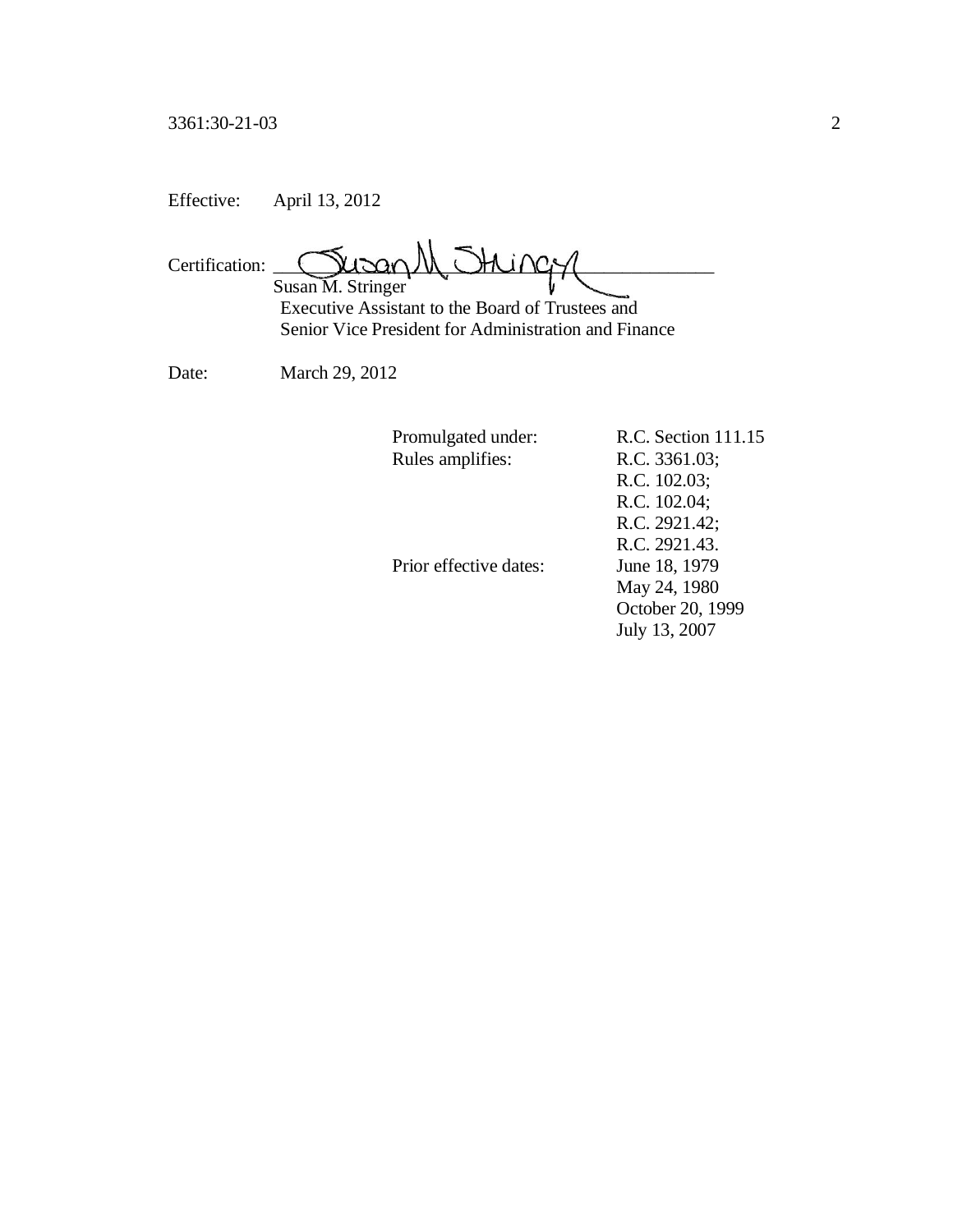Effective: April 13, 2012

Certification: ______________________________

Susan M. Stringer
Executive Assistant to the Board of Trustees and
Senior Vice President for Administration and Finance

Date: March 29, 2012

| | |
|---|---|
| Promulgated under: | R.C. Section 111.15 |
| Rules amplifies: | R.C. 3361.03;<br>R.C. 102.03;<br>R.C. 102.04;<br>R.C. 2921.42;<br>R.C. 2921.43. |
| Prior effective dates: | June 18, 1979<br>May 24, 1980<br>October 20, 1999<br>July 13, 2007 |